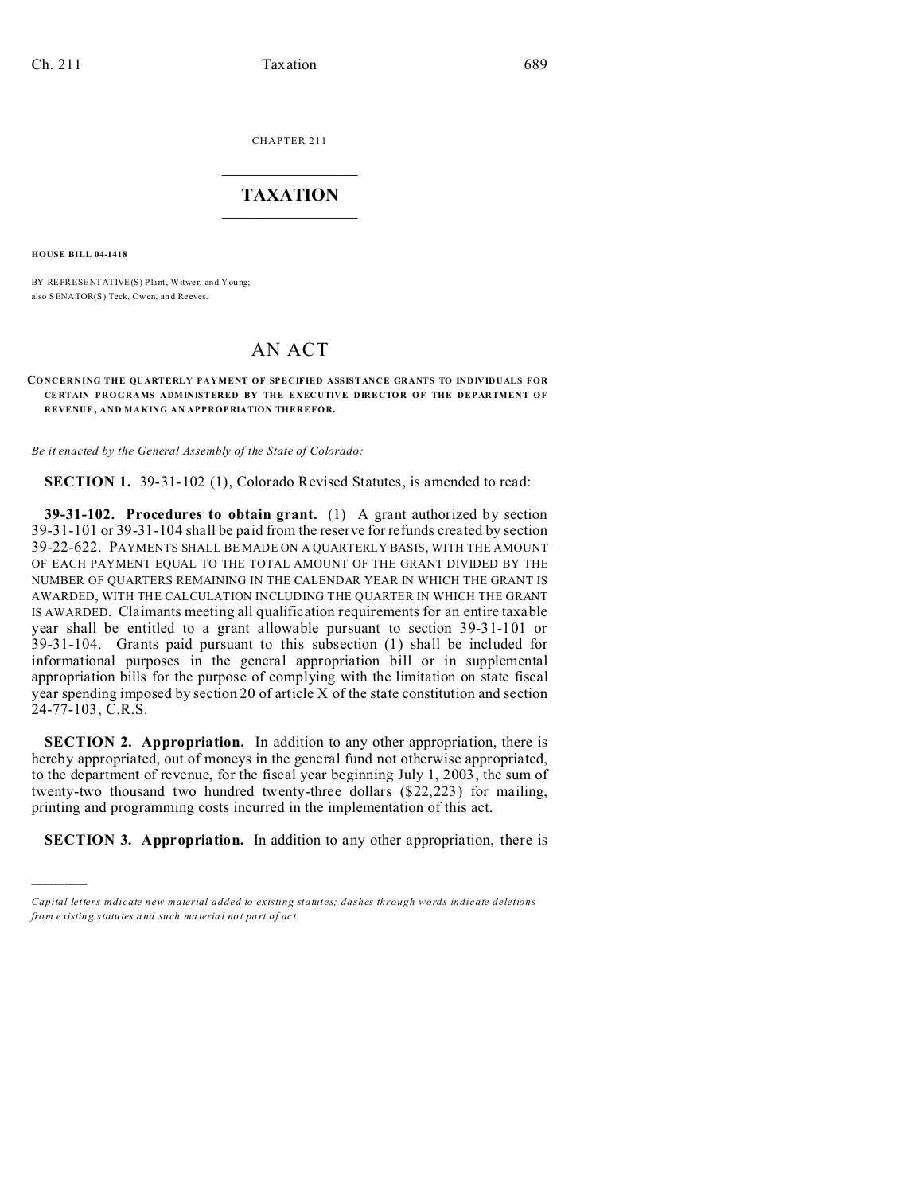CHAPTER 211

# TAXATION

**HOUSE BILL 04-1418**

BY REPRESENTATIVE(S) Plant, Witwer, and Young;
also SENATOR(S) Teck, Owen, and Reeves.

# AN ACT

**CONCERNING THE QUARTERLY PAYMENT OF SPECIFIED ASSISTANCE GRANTS TO INDIVIDUALS FOR CERTAIN PROGRAMS ADMINISTERED BY THE EXECUTIVE DIRECTOR OF THE DEPARTMENT OF REVENUE, AND MAKING AN APPROPRIATION THEREFOR.**

*Be it enacted by the General Assembly of the State of Colorado:*

**SECTION 1.** 39-31-102 (1), Colorado Revised Statutes, is amended to read:

**39-31-102. Procedures to obtain grant.** (1) A grant authorized by section 39-31-101 or 39-31-104 shall be paid from the reserve for refunds created by section 39-22-622. PAYMENTS SHALL BE MADE ON A QUARTERLY BASIS, WITH THE AMOUNT OF EACH PAYMENT EQUAL TO THE TOTAL AMOUNT OF THE GRANT DIVIDED BY THE NUMBER OF QUARTERS REMAINING IN THE CALENDAR YEAR IN WHICH THE GRANT IS AWARDED, WITH THE CALCULATION INCLUDING THE QUARTER IN WHICH THE GRANT IS AWARDED. Claimants meeting all qualification requirements for an entire taxable year shall be entitled to a grant allowable pursuant to section 39-31-101 or 39-31-104. Grants paid pursuant to this subsection (1) shall be included for informational purposes in the general appropriation bill or in supplemental appropriation bills for the purpose of complying with the limitation on state fiscal year spending imposed by section 20 of article X of the state constitution and section 24-77-103, C.R.S.

**SECTION 2. Appropriation.** In addition to any other appropriation, there is hereby appropriated, out of moneys in the general fund not otherwise appropriated, to the department of revenue, for the fiscal year beginning July 1, 2003, the sum of twenty-two thousand two hundred twenty-three dollars ($22,223) for mailing, printing and programming costs incurred in the implementation of this act.

**SECTION 3. Appropriation.** In addition to any other appropriation, there is

---

*Capital letters indicate new material added to existing statutes; dashes through words indicate deletions from existing statutes and such material not part of act.*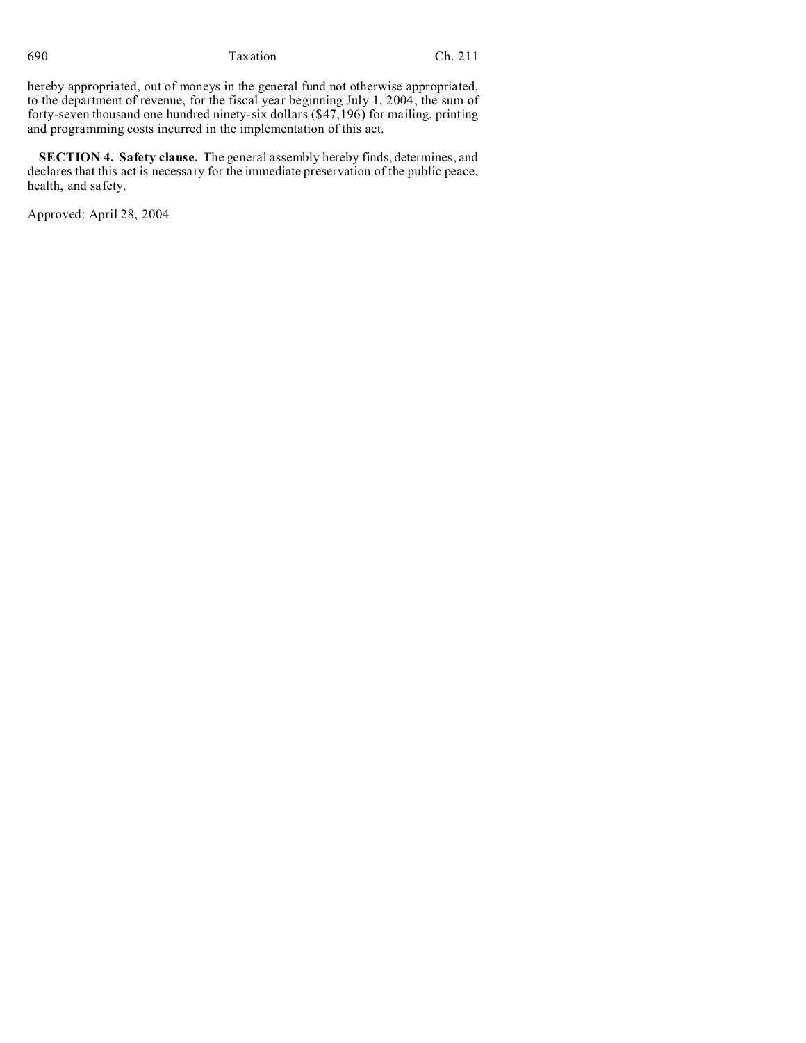hereby appropriated, out of moneys in the general fund not otherwise appropriated, to the department of revenue, for the fiscal year beginning July 1, 2004, the sum of forty-seven thousand one hundred ninety-six dollars ($47,196) for mailing, printing and programming costs incurred in the implementation of this act.

**SECTION 4. Safety clause.** The general assembly hereby finds, determines, and declares that this act is necessary for the immediate preservation of the public peace, health, and safety.

Approved: April 28, 2004